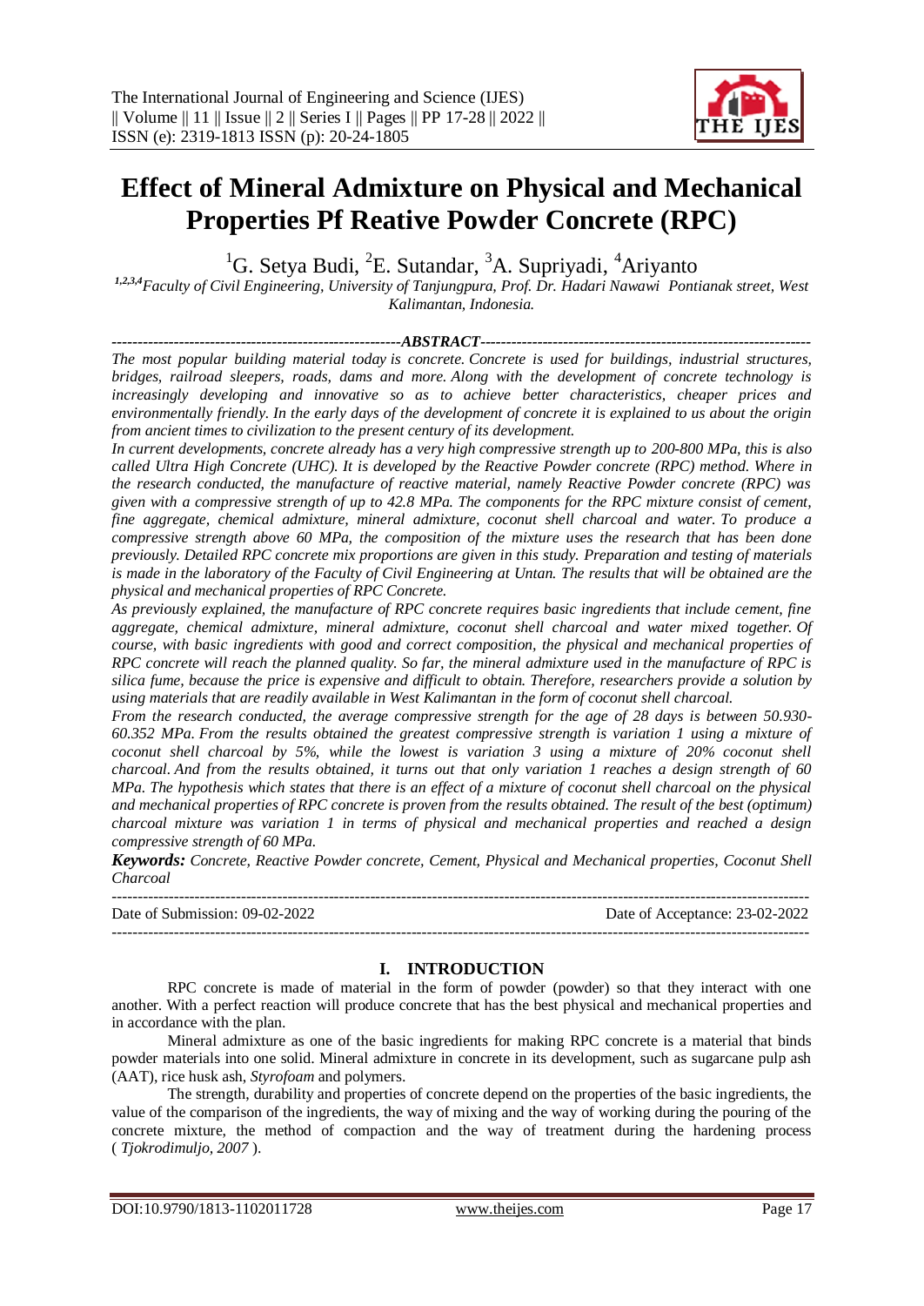# Effect of Mineral Admixture on Physical and Mechanical Properties Pf Reative Powder Concrete (RPC)

[1]G. Setya Budi, [2]E. Sutandar, [3]A. Supriyadi, [4]Ariyanto

*[1,2,3,4]Faculty of Civil Engineering, University of Tanjungpura, Prof. Dr. Hadari Nawawi Pontianak street, West Kalimantan, Indonesia.*

## ABSTRACT

*The most popular building material today is concrete. Concrete is used for buildings, industrial structures, bridges, railroad sleepers, roads, dams and more. Along with the development of concrete technology is increasingly developing and innovative so as to achieve better characteristics, cheaper prices and environmentally friendly. In the early days of the development of concrete it is explained to us about the origin from ancient times to civilization to the present century of its development.*

*In current developments, concrete already has a very high compressive strength up to 200-800 MPa, this is also called Ultra High Concrete (UHC). It is developed by the Reactive Powder concrete (RPC) method. Where in the research conducted, the manufacture of reactive material, namely Reactive Powder concrete (RPC) was given with a compressive strength of up to 42.8 MPa. The components for the RPC mixture consist of cement, fine aggregate, chemical admixture, mineral admixture, coconut shell charcoal and water. To produce a compressive strength above 60 MPa, the composition of the mixture uses the research that has been done previously. Detailed RPC concrete mix proportions are given in this study. Preparation and testing of materials is made in the laboratory of the Faculty of Civil Engineering at Untan. The results that will be obtained are the physical and mechanical properties of RPC Concrete.*

*As previously explained, the manufacture of RPC concrete requires basic ingredients that include cement, fine aggregate, chemical admixture, mineral admixture, coconut shell charcoal and water mixed together. Of course, with basic ingredients with good and correct composition, the physical and mechanical properties of RPC concrete will reach the planned quality. So far, the mineral admixture used in the manufacture of RPC is silica fume, because the price is expensive and difficult to obtain. Therefore, researchers provide a solution by using materials that are readily available in West Kalimantan in the form of coconut shell charcoal.*

*From the research conducted, the average compressive strength for the age of 28 days is between 50.930-60.352 MPa. From the results obtained the greatest compressive strength is variation 1 using a mixture of coconut shell charcoal by 5%, while the lowest is variation 3 using a mixture of 20% coconut shell charcoal. And from the results obtained, it turns out that only variation 1 reaches a design strength of 60 MPa. The hypothesis which states that there is an effect of a mixture of coconut shell charcoal on the physical and mechanical properties of RPC concrete is proven from the results obtained. The result of the best (optimum) charcoal mixture was variation 1 in terms of physical and mechanical properties and reached a design compressive strength of 60 MPa.*

***Keywords:*** *Concrete, Reactive Powder concrete, Cement, Physical and Mechanical properties, Coconut Shell Charcoal*

---

Date of Submission: 09-02-2022 | Date of Acceptance: 23-02-2022

---

## I. INTRODUCTION

RPC concrete is made of material in the form of powder (powder) so that they interact with one another. With a perfect reaction will produce concrete that has the best physical and mechanical properties and in accordance with the plan.

Mineral admixture as one of the basic ingredients for making RPC concrete is a material that binds powder materials into one solid. Mineral admixture in concrete in its development, such as sugarcane pulp ash (AAT), rice husk ash, *Styrofoam* and polymers.

The strength, durability and properties of concrete depend on the properties of the basic ingredients, the value of the comparison of the ingredients, the way of mixing and the way of working during the pouring of the concrete mixture, the method of compaction and the way of treatment during the hardening process ( *Tjokrodimuljo, 2007* ).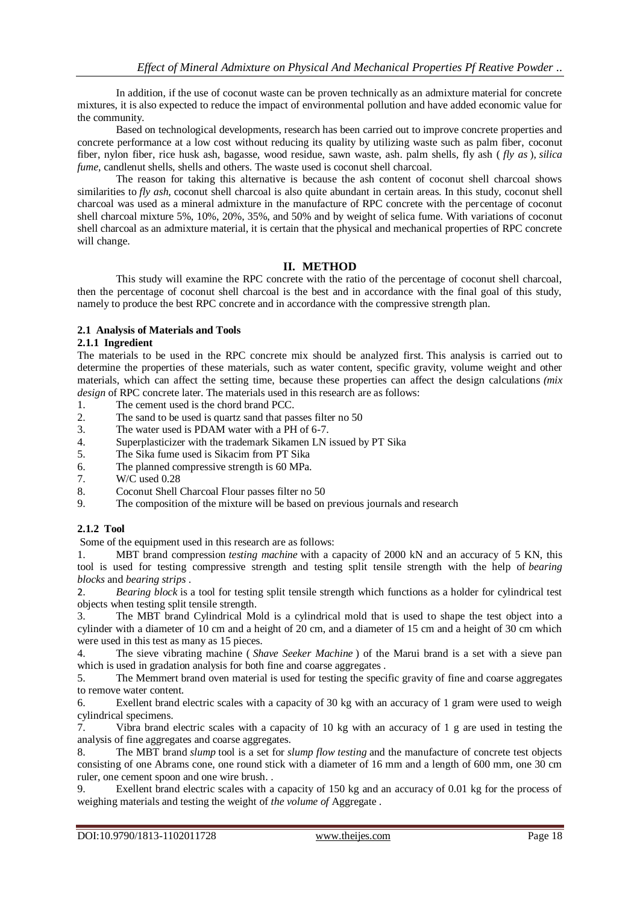In addition, if the use of coconut waste can be proven technically as an admixture material for concrete mixtures, it is also expected to reduce the impact of environmental pollution and have added economic value for the community.

Based on technological developments, research has been carried out to improve concrete properties and concrete performance at a low cost without reducing its quality by utilizing waste such as palm fiber, coconut fiber, nylon fiber, rice husk ash, bagasse, wood residue, sawn waste, ash. palm shells, fly ash ( *fly as* ), *silica fume*, candlenut shells, shells and others. The waste used is coconut shell charcoal.

The reason for taking this alternative is because the ash content of coconut shell charcoal shows similarities to *fly ash*, coconut shell charcoal is also quite abundant in certain areas. In this study, coconut shell charcoal was used as a mineral admixture in the manufacture of RPC concrete with the percentage of coconut shell charcoal mixture 5%, 10%, 20%, 35%, and 50% and by weight of selica fume. With variations of coconut shell charcoal as an admixture material, it is certain that the physical and mechanical properties of RPC concrete will change.

## II. METHOD

This study will examine the RPC concrete with the ratio of the percentage of coconut shell charcoal, then the percentage of coconut shell charcoal is the best and in accordance with the final goal of this study, namely to produce the best RPC concrete and in accordance with the compressive strength plan.

### 2.1 Analysis of Materials and Tools

#### 2.1.1 Ingredient

The materials to be used in the RPC concrete mix should be analyzed first. This analysis is carried out to determine the properties of these materials, such as water content, specific gravity, volume weight and other materials, which can affect the setting time, because these properties can affect the design calculations *(mix design* of RPC concrete later. The materials used in this research are as follows:

1. The cement used is the chord brand PCC.
2. The sand to be used is quartz sand that passes filter no 50
3. The water used is PDAM water with a PH of 6-7.
4. Superplasticizer with the trademark Sikamen LN issued by PT Sika
5. The Sika fume used is Sikacim from PT Sika
6. The planned compressive strength is 60 MPa.
7. W/C used 0.28
8. Coconut Shell Charcoal Flour passes filter no 50
9. The composition of the mixture will be based on previous journals and research

#### 2.1.2 Tool

Some of the equipment used in this research are as follows:

1. MBT brand compression *testing machine* with a capacity of 2000 kN and an accuracy of 5 KN, this tool is used for testing compressive strength and testing split tensile strength with the help of *bearing blocks* and *bearing strips* .
2. *Bearing block* is a tool for testing split tensile strength which functions as a holder for cylindrical test objects when testing split tensile strength.
3. The MBT brand Cylindrical Mold is a cylindrical mold that is used to shape the test object into a cylinder with a diameter of 10 cm and a height of 20 cm, and a diameter of 15 cm and a height of 30 cm which were used in this test as many as 15 pieces.
4. The sieve vibrating machine ( *Shave Seeker Machine* ) of the Marui brand is a set with a sieve pan which is used in gradation analysis for both fine and coarse aggregates .
5. The Memmert brand oven material is used for testing the specific gravity of fine and coarse aggregates to remove water content.
6. Exellent brand electric scales with a capacity of 30 kg with an accuracy of 1 gram were used to weigh cylindrical specimens.
7. Vibra brand electric scales with a capacity of 10 kg with an accuracy of 1 g are used in testing the analysis of fine aggregates and coarse aggregates.
8. The MBT brand *slump* tool is a set for *slump flow testing* and the manufacture of concrete test objects consisting of one Abrams cone, one round stick with a diameter of 16 mm and a length of 600 mm, one 30 cm ruler, one cement spoon and one wire brush. .
9. Exellent brand electric scales with a capacity of 150 kg and an accuracy of 0.01 kg for the process of weighing materials and testing the weight of *the volume of* Aggregate .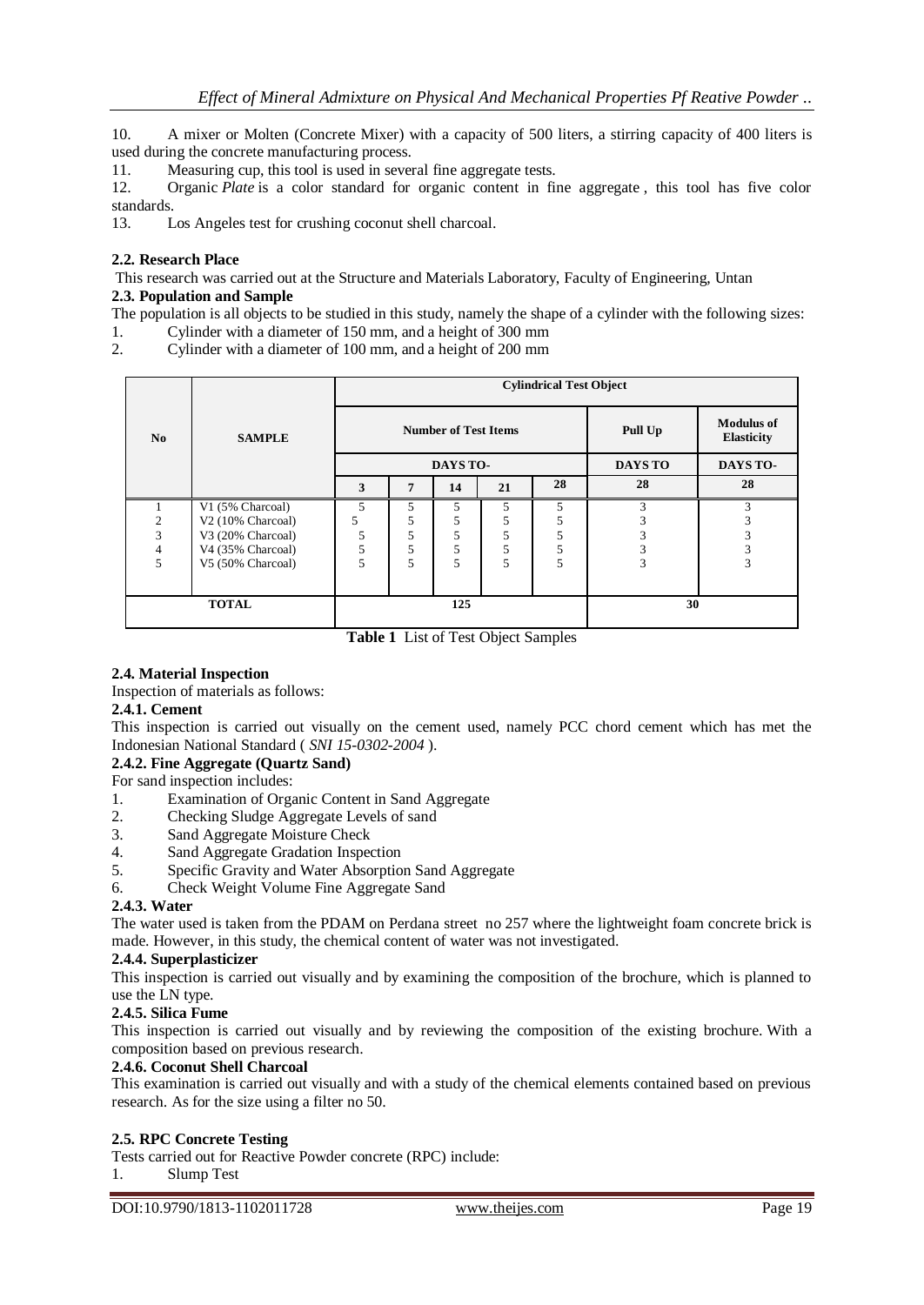10. A mixer or Molten (Concrete Mixer) with a capacity of 500 liters, a stirring capacity of 400 liters is used during the concrete manufacturing process.
11. Measuring cup, this tool is used in several fine aggregate tests.
12. Organic *Plate* is a color standard for organic content in fine aggregate , this tool has five color standards.
13. Los Angeles test for crushing coconut shell charcoal.

### 2.2. Research Place

This research was carried out at the Structure and Materials Laboratory, Faculty of Engineering, Untan

### 2.3. Population and Sample

The population is all objects to be studied in this study, namely the shape of a cylinder with the following sizes:

1. Cylinder with a diameter of 150 mm, and a height of 300 mm
2. Cylinder with a diameter of 100 mm, and a height of 200 mm

| No | SAMPLE | Cylindrical Test Object | | | | | | |
|---|---|---|---|---|---|---|---|---|
| | | Number of Test Items | | | | | Pull Up | Modulus of Elasticity |
| | | DAYS TO- | | | | | DAYS TO | DAYS TO- |
| | | 3 | 7 | 14 | 21 | 28 | 28 | 28 |
| 1 | V1 (5% Charcoal) | 5 | 5 | 5 | 5 | 5 | 3 | 3 |
| 2 | V2 (10% Charcoal) | 5 | 5 | 5 | 5 | 5 | 3 | 3 |
| 3 | V3 (20% Charcoal) | 5 | 5 | 5 | 5 | 5 | 3 | 3 |
| 4 | V4 (35% Charcoal) | 5 | 5 | 5 | 5 | 5 | 3 | 3 |
| 5 | V5 (50% Charcoal) | 5 | 5 | 5 | 5 | 5 | 3 | 3 |
| TOTAL | | 125 | | | | | 30 | |

**Table 1** List of Test Object Samples

### 2.4. Material Inspection

Inspection of materials as follows:

#### 2.4.1. Cement

This inspection is carried out visually on the cement used, namely PCC chord cement which has met the Indonesian National Standard ( *SNI 15-0302-2004* ).

#### 2.4.2. Fine Aggregate (Quartz Sand)

For sand inspection includes:

1. Examination of Organic Content in Sand Aggregate
2. Checking Sludge Aggregate Levels of sand
3. Sand Aggregate Moisture Check
4. Sand Aggregate Gradation Inspection
5. Specific Gravity and Water Absorption Sand Aggregate
6. Check Weight Volume Fine Aggregate Sand

#### 2.4.3. Water

The water used is taken from the PDAM on Perdana street no 257 where the lightweight foam concrete brick is made. However, in this study, the chemical content of water was not investigated.

#### 2.4.4. Superplasticizer

This inspection is carried out visually and by examining the composition of the brochure, which is planned to use the LN type.

#### 2.4.5. Silica Fume

This inspection is carried out visually and by reviewing the composition of the existing brochure. With a composition based on previous research.

#### 2.4.6. Coconut Shell Charcoal

This examination is carried out visually and with a study of the chemical elements contained based on previous research. As for the size using a filter no 50.

### 2.5. RPC Concrete Testing

Tests carried out for Reactive Powder concrete (RPC) include:

1. Slump Test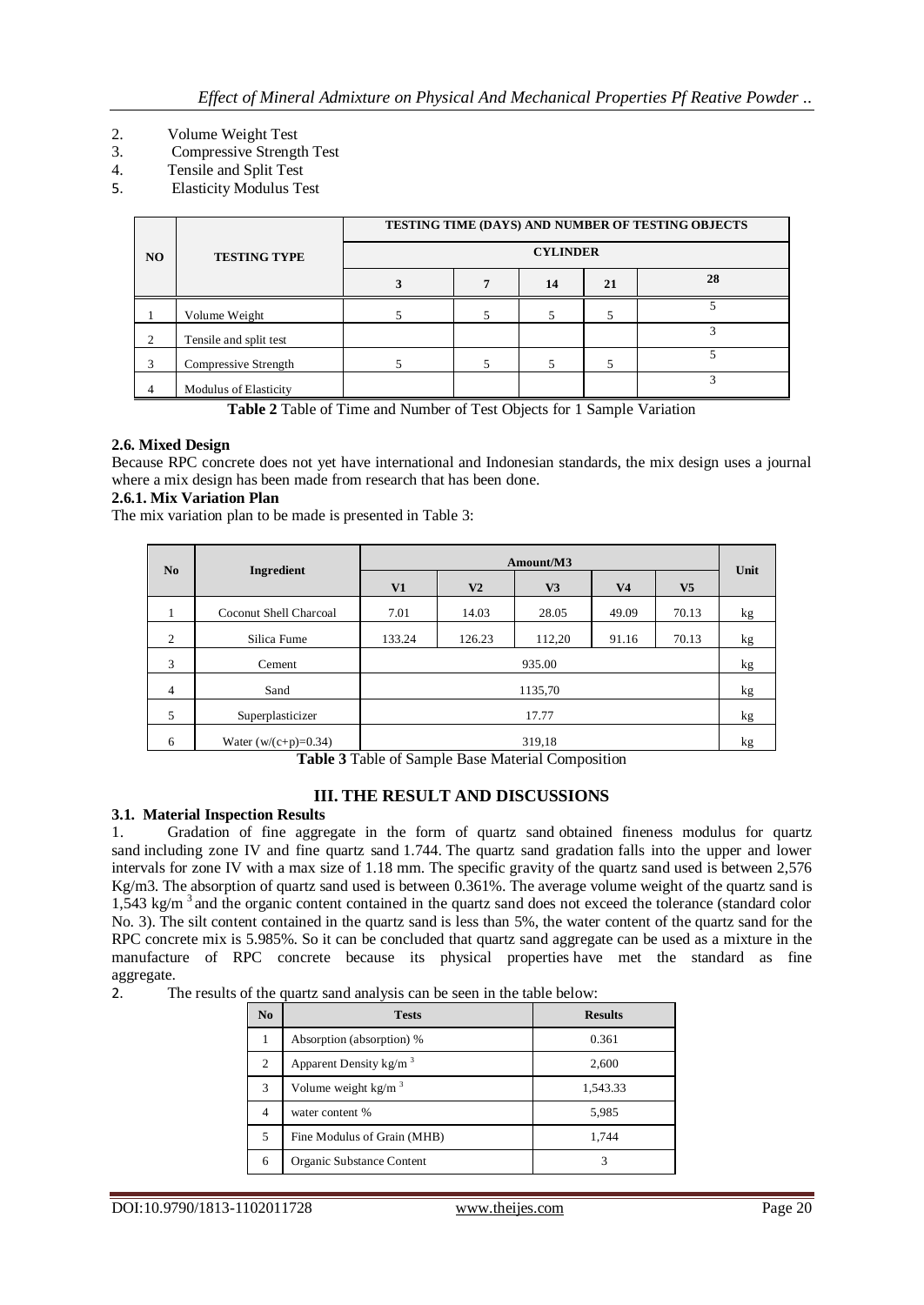2. Volume Weight Test
3. Compressive Strength Test
4. Tensile and Split Test
5. Elasticity Modulus Test

| NO | TESTING TYPE | TESTING TIME (DAYS) AND NUMBER OF TESTING OBJECTS | | | | |
|---|---|---|---|---|---|---|
| | | CYLINDER | | | | |
| | | 3 | 7 | 14 | 21 | 28 |
| 1 | Volume Weight | 5 | 5 | 5 | 5 | 5 |
| 2 | Tensile and split test | | | | | 3 |
| 3 | Compressive Strength | 5 | 5 | 5 | 5 | 5 |
| 4 | Modulus of Elasticity | | | | | 3 |

**Table 2** Table of Time and Number of Test Objects for 1 Sample Variation

**2.6. Mixed Design**

Because RPC concrete does not yet have international and Indonesian standards, the mix design uses a journal where a mix design has been made from research that has been done.

**2.6.1. Mix Variation Plan**

The mix variation plan to be made is presented in Table 3:

| No | Ingredient | Amount/M3 | | | | | Unit |
|---|---|---|---|---|---|---|---|
| | | V1 | V2 | V3 | V4 | V5 | |
| 1 | Coconut Shell Charcoal | 7.01 | 14.03 | 28.05 | 49.09 | 70.13 | kg |
| 2 | Silica Fume | 133.24 | 126.23 | 112,20 | 91.16 | 70.13 | kg |
| 3 | Cement | 935.00 | | | | | kg |
| 4 | Sand | 1135,70 | | | | | kg |
| 5 | Superplasticizer | 17.77 | | | | | kg |
| 6 | Water (w/(c+p)=0.34) | 319,18 | | | | | kg |

**Table 3** Table of Sample Base Material Composition

## III. THE RESULT AND DISCUSSIONS

**3.1. Material Inspection Results**

1. Gradation of fine aggregate in the form of quartz sand obtained fineness modulus for quartz sand including zone IV and fine quartz sand 1.744. The quartz sand gradation falls into the upper and lower intervals for zone IV with a max size of 1.18 mm. The specific gravity of the quartz sand used is between 2,576 Kg/m3. The absorption of quartz sand used is between 0.361%. The average volume weight of the quartz sand is 1,543 kg/m $^3$ and the organic content contained in the quartz sand does not exceed the tolerance (standard color No. 3). The silt content contained in the quartz sand is less than 5%, the water content of the quartz sand for the RPC concrete mix is 5.985%. So it can be concluded that quartz sand aggregate can be used as a mixture in the manufacture of RPC concrete because its physical properties have met the standard as fine aggregate.
2. The results of the quartz sand analysis can be seen in the table below:

| No | Tests | Results |
|---|---|---|
| 1 | Absorption (absorption) % | 0.361 |
| 2 | Apparent Density kg/m $^3$ | 2,600 |
| 3 | Volume weight kg/m $^3$ | 1,543.33 |
| 4 | water content % | 5,985 |
| 5 | Fine Modulus of Grain (MHB) | 1,744 |
| 6 | Organic Substance Content | 3 |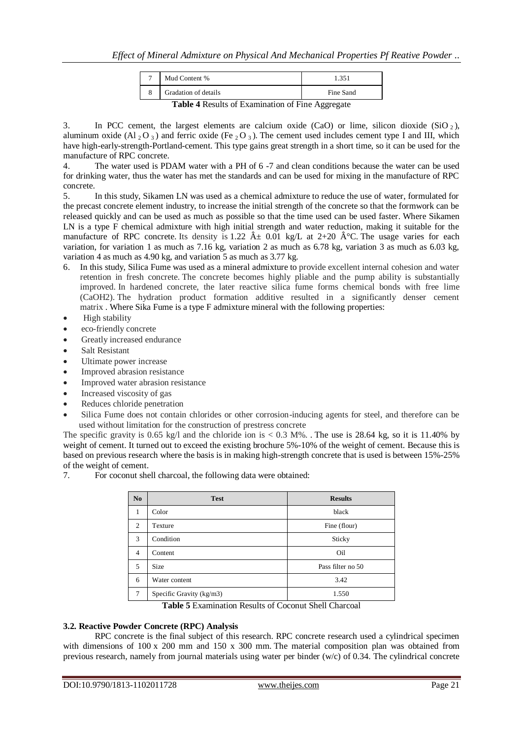| 7 | Mud Content % | 1.351 |
|---|---|---|
| 8 | Gradation of details | Fine Sand |

**Table 4** Results of Examination of Fine Aggregate

3. In PCC cement, the largest elements are calcium oxide (CaO) or lime, silicon dioxide ($SiO_2$), aluminum oxide ($Al_2O_3$) and ferric oxide ($Fe_2O_3$). The cement used includes cement type I and III, which have high-early-strength-Portland-cement. This type gains great strength in a short time, so it can be used for the manufacture of RPC concrete.
4. The water used is PDAM water with a PH of 6 -7 and clean conditions because the water can be used for drinking water, thus the water has met the standards and can be used for mixing in the manufacture of RPC concrete.
5. In this study, Sikamen LN was used as a chemical admixture to reduce the use of water, formulated for the precast concrete element industry, to increase the initial strength of the concrete so that the formwork can be released quickly and can be used as much as possible so that the time used can be used faster. Where Sikamen LN is a type F chemical admixture with high initial strength and water reduction, making it suitable for the manufacture of RPC concrete. Its density is 1.22 Â± 0.01 kg/L at 2+20 Â°C. The usage varies for each variation, for variation 1 as much as 7.16 kg, variation 2 as much as 6.78 kg, variation 3 as much as 6.03 kg, variation 4 as much as 4.90 kg, and variation 5 as much as 3.77 kg.
6. In this study, Silica Fume was used as a mineral admixture to provide excellent internal cohesion and water retention in fresh concrete. The concrete becomes highly pliable and the pump ability is substantially improved. In hardened concrete, the later reactive silica fume forms chemical bonds with free lime (CaOH2). The hydration product formation additive resulted in a significantly denser cement matrix . Where Sika Fume is a type F admixture mineral with the following properties:

- High stability
- eco-friendly concrete
- Greatly increased endurance
- Salt Resistant
- Ultimate power increase
- Improved abrasion resistance
- Improved water abrasion resistance
- Increased viscosity of gas
- Reduces chloride penetration
- Silica Fume does not contain chlorides or other corrosion-inducing agents for steel, and therefore can be used without limitation for the construction of prestress concrete

The specific gravity is 0.65 kg/l and the chloride ion is < 0.3 M%. . The use is 28.64 kg, so it is 11.40% by weight of cement. It turned out to exceed the existing brochure 5%-10% of the weight of cement. Because this is based on previous research where the basis is in making high-strength concrete that is used is between 15%-25% of the weight of cement.

7. For coconut shell charcoal, the following data were obtained:

| No | Test | Results |
|---|---|---|
| 1 | Color | black |
| 2 | Texture | Fine (flour) |
| 3 | Condition | Sticky |
| 4 | Content | Oil |
| 5 | Size | Pass filter no 50 |
| 6 | Water content | 3.42 |
| 7 | Specific Gravity (kg/m3) | 1.550 |

**Table 5** Examination Results of Coconut Shell Charcoal

### 3.2. Reactive Powder Concrete (RPC) Analysis

RPC concrete is the final subject of this research. RPC concrete research used a cylindrical specimen with dimensions of 100 x 200 mm and 150 x 300 mm. The material composition plan was obtained from previous research, namely from journal materials using water per binder (w/c) of 0.34. The cylindrical concrete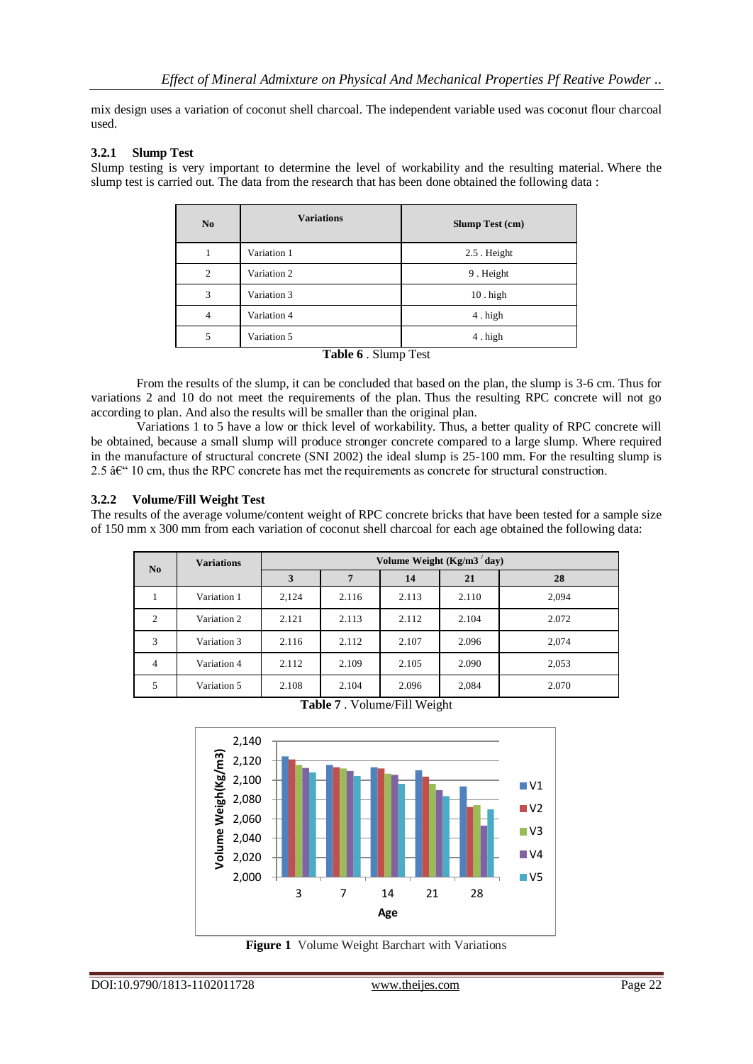mix design uses a variation of coconut shell charcoal. The independent variable used was coconut flour charcoal used.

### 3.2.1 Slump Test

Slump testing is very important to determine the level of workability and the resulting material. Where the slump test is carried out. The data from the research that has been done obtained the following data :

| No | Variations | Slump Test (cm) |
|---|---|---|
| 1 | Variation 1 | 2.5 . Height |
| 2 | Variation 2 | 9 . Height |
| 3 | Variation 3 | 10 . high |
| 4 | Variation 4 | 4 . high |
| 5 | Variation 5 | 4 . high |

**Table 6** . Slump Test

From the results of the slump, it can be concluded that based on the plan, the slump is 3-6 cm. Thus for variations 2 and 10 do not meet the requirements of the plan. Thus the resulting RPC concrete will not go according to plan. And also the results will be smaller than the original plan.

Variations 1 to 5 have a low or thick level of workability. Thus, a better quality of RPC concrete will be obtained, because a small slump will produce stronger concrete compared to a large slump. Where required in the manufacture of structural concrete (SNI 2002) the ideal slump is 25-100 mm. For the resulting slump is 2.5 â€" 10 cm, thus the RPC concrete has met the requirements as concrete for structural construction.

### 3.2.2 Volume/Fill Weight Test

The results of the average volume/content weight of RPC concrete bricks that have been tested for a sample size of 150 mm x 300 mm from each variation of coconut shell charcoal for each age obtained the following data:

| No | Variations | Volume Weight (Kg/m3 / day) | | | | |
|---|---|---|---|---|---|---|
| | | 3 | 7 | 14 | 21 | 28 |
| 1 | Variation 1 | 2,124 | 2.116 | 2.113 | 2.110 | 2,094 |
| 2 | Variation 2 | 2.121 | 2.113 | 2.112 | 2.104 | 2.072 |
| 3 | Variation 3 | 2.116 | 2.112 | 2.107 | 2.096 | 2,074 |
| 4 | Variation 4 | 2.112 | 2.109 | 2.105 | 2.090 | 2,053 |
| 5 | Variation 5 | 2.108 | 2.104 | 2.096 | 2,084 | 2.070 |

**Table 7** . Volume/Fill Weight

**Figure 1** Volume Weight Barchart with Variations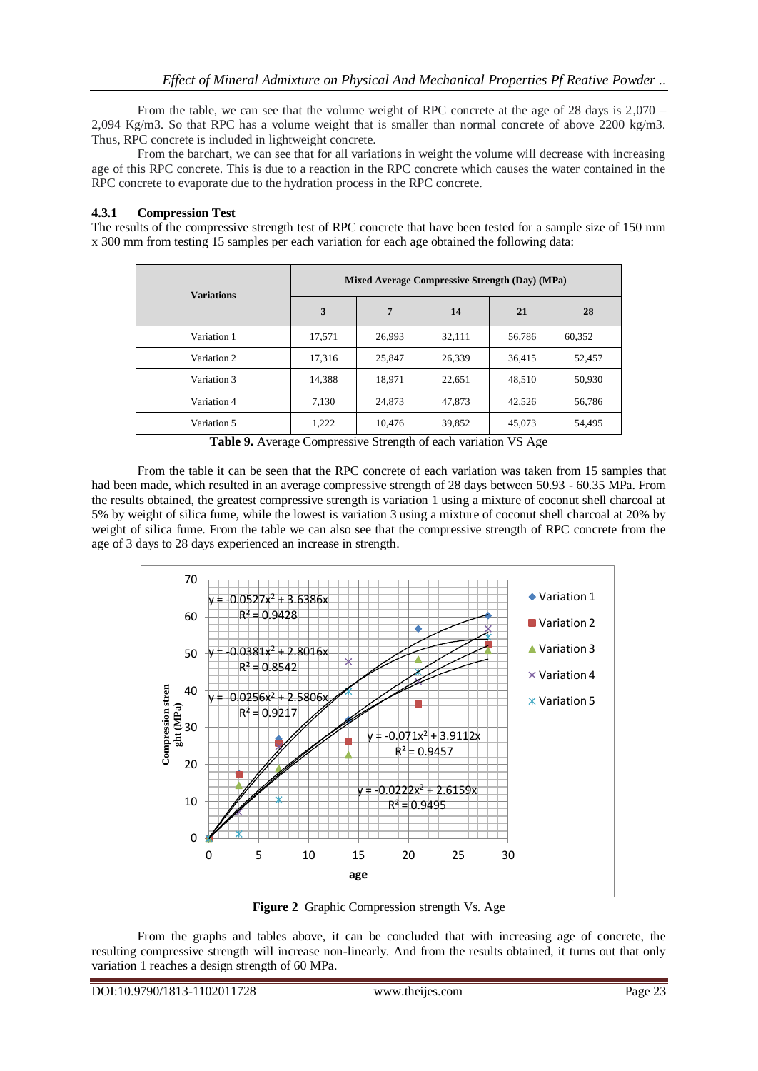From the table, we can see that the volume weight of RPC concrete at the age of 28 days is 2,070 – 2,094 Kg/m3. So that RPC has a volume weight that is smaller than normal concrete of above 2200 kg/m3. Thus, RPC concrete is included in lightweight concrete.

From the barchart, we can see that for all variations in weight the volume will decrease with increasing age of this RPC concrete. This is due to a reaction in the RPC concrete which causes the water contained in the RPC concrete to evaporate due to the hydration process in the RPC concrete.

### 4.3.1 Compression Test

The results of the compressive strength test of RPC concrete that have been tested for a sample size of 150 mm x 300 mm from testing 15 samples per each variation for each age obtained the following data:

| Variations | Mixed Average Compressive Strength (Day) (MPa) | | | | |
|---|---|---|---|---|---|
| | 3 | 7 | 14 | 21 | 28 |
| Variation 1 | 17,571 | 26,993 | 32,111 | 56,786 | 60,352 |
| Variation 2 | 17,316 | 25,847 | 26,339 | 36,415 | 52,457 |
| Variation 3 | 14,388 | 18,971 | 22,651 | 48,510 | 50,930 |
| Variation 4 | 7,130 | 24,873 | 47,873 | 42,526 | 56,786 |
| Variation 5 | 1,222 | 10,476 | 39,852 | 45,073 | 54,495 |

**Table 9.** Average Compressive Strength of each variation VS Age

From the table it can be seen that the RPC concrete of each variation was taken from 15 samples that had been made, which resulted in an average compressive strength of 28 days between 50.93 - 60.35 MPa. From the results obtained, the greatest compressive strength is variation 1 using a mixture of coconut shell charcoal at 5% by weight of silica fume, while the lowest is variation 3 using a mixture of coconut shell charcoal at 20% by weight of silica fume. From the table we can also see that the compressive strength of RPC concrete from the age of 3 days to 28 days experienced an increase in strength.

$y = -0.0527x^2 + 3.6386x$, $R^2 = 0.9428$

$y = -0.0381x^2 + 2.8016x$, $R^2 = 0.8542$

$y = -0.0256x^2 + 2.5806x$, $R^2 = 0.9217$

$y = -0.071x^2 + 3.9112x$, $R^2 = 0.9457$

$y = -0.0222x^2 + 2.6159x$, $R^2 = 0.9495$

**Figure 2** Graphic Compression strength Vs. Age

From the graphs and tables above, it can be concluded that with increasing age of concrete, the resulting compressive strength will increase non-linearly. And from the results obtained, it turns out that only variation 1 reaches a design strength of 60 MPa.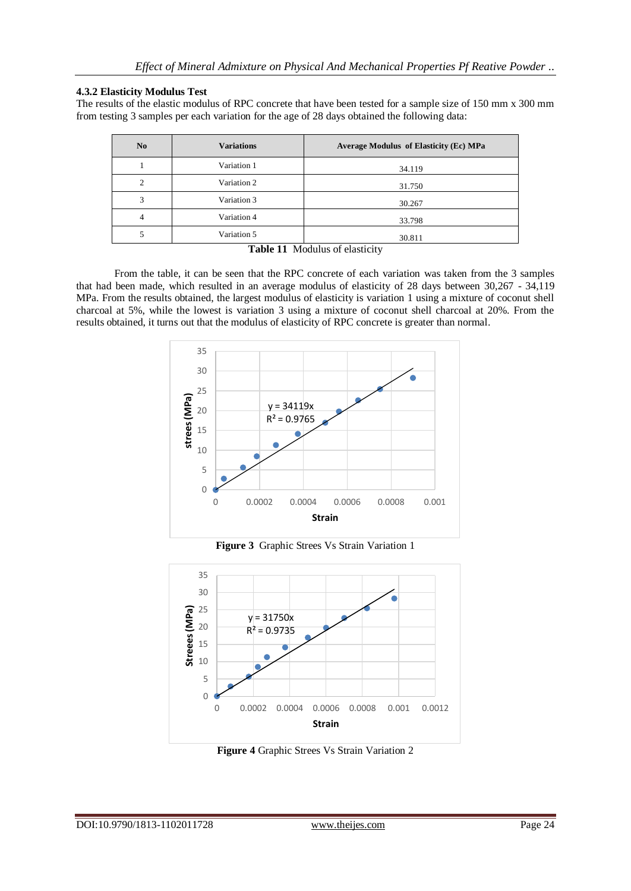### 4.3.2 Elasticity Modulus Test

The results of the elastic modulus of RPC concrete that have been tested for a sample size of 150 mm x 300 mm from testing 3 samples per each variation for the age of 28 days obtained the following data:

| No | Variations | Average Modulus of Elasticity (Ec) MPa |
|---|---|---|
| 1 | Variation 1 | 34.119 |
| 2 | Variation 2 | 31.750 |
| 3 | Variation 3 | 30.267 |
| 4 | Variation 4 | 33.798 |
| 5 | Variation 5 | 30.811 |

**Table 11** Modulus of elasticity

From the table, it can be seen that the RPC concrete of each variation was taken from the 3 samples that had been made, which resulted in an average modulus of elasticity of 28 days between 30,267 - 34,119 MPa. From the results obtained, the largest modulus of elasticity is variation 1 using a mixture of coconut shell charcoal at 5%, while the lowest is variation 3 using a mixture of coconut shell charcoal at 20%. From the results obtained, it turns out that the modulus of elasticity of RPC concrete is greater than normal.

**Figure 3** Graphic Strees Vs Strain Variation 1

**Figure 4** Graphic Strees Vs Strain Variation 2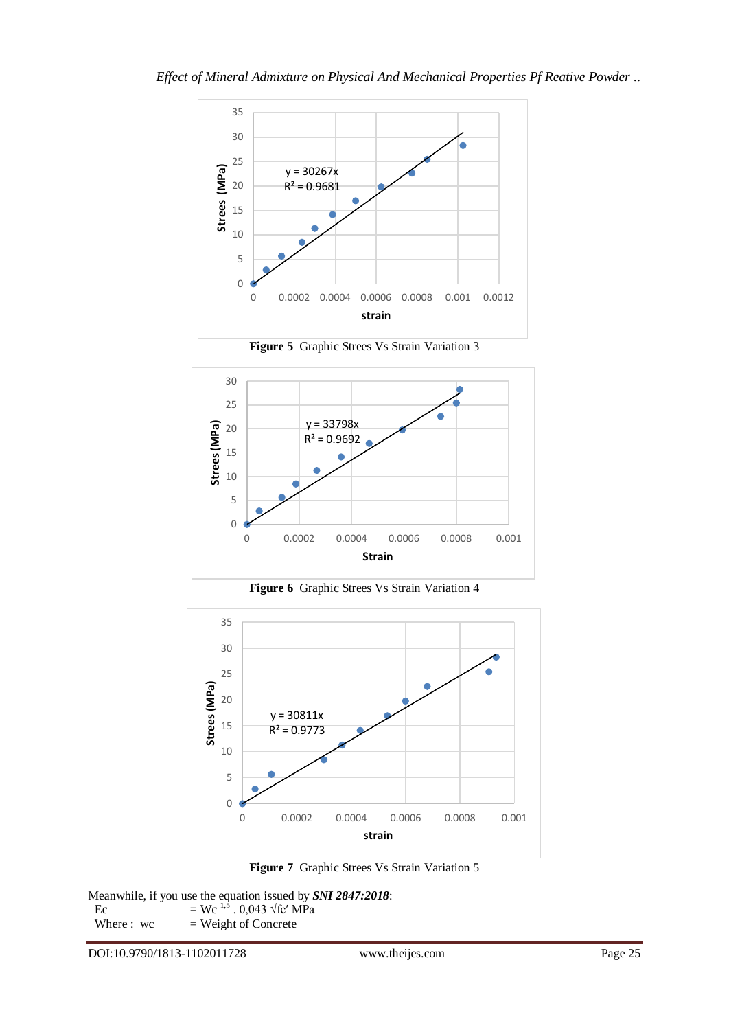Figure 5 Graphic Strees Vs Strain Variation 3

Figure 6 Graphic Strees Vs Strain Variation 4

Figure 7 Graphic Strees Vs Strain Variation 5

Meanwhile, if you use the equation issued by ***SNI 2847:2018***:

Ec = $Wc^{1,5}$ . 0,043 √fc′ MPa

Where : wc = Weight of Concrete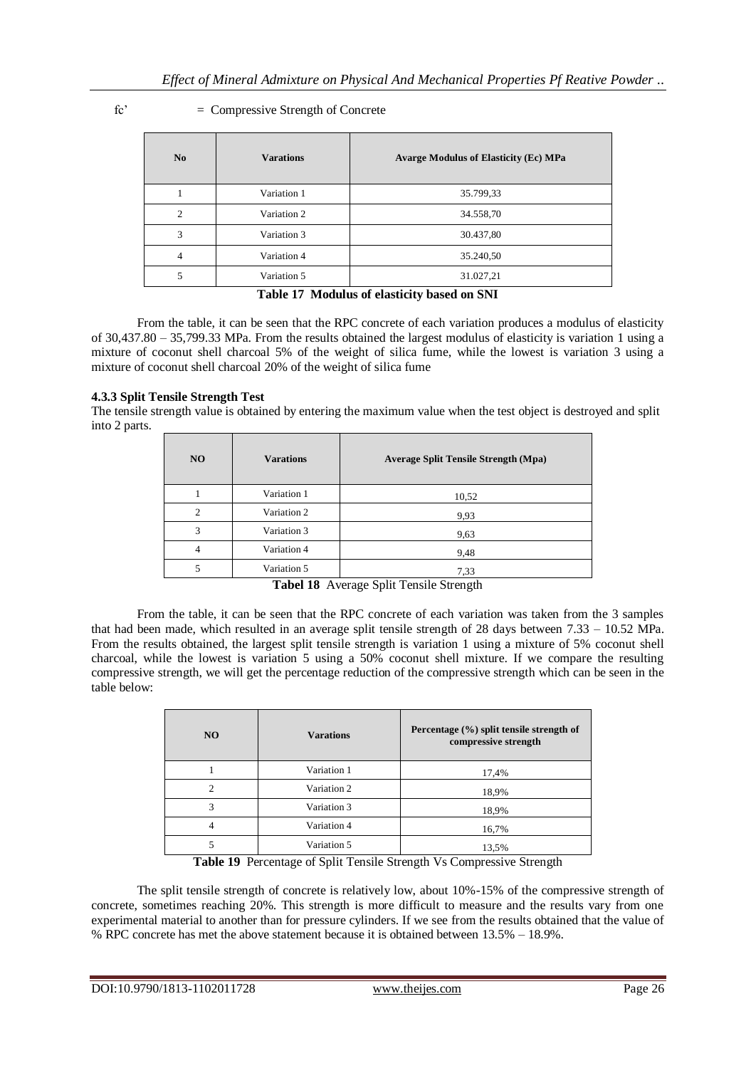fc' = Compressive Strength of Concrete

| No | Varations | Avarge Modulus of Elasticity (Ec) MPa |
|---|---|---|
| 1 | Variation 1 | 35.799,33 |
| 2 | Variation 2 | 34.558,70 |
| 3 | Variation 3 | 30.437,80 |
| 4 | Variation 4 | 35.240,50 |
| 5 | Variation 5 | 31.027,21 |

**Table 17** **Modulus of elasticity based on SNI**

From the table, it can be seen that the RPC concrete of each variation produces a modulus of elasticity of 30,437.80 – 35,799.33 MPa. From the results obtained the largest modulus of elasticity is variation 1 using a mixture of coconut shell charcoal 5% of the weight of silica fume, while the lowest is variation 3 using a mixture of coconut shell charcoal 20% of the weight of silica fume

### 4.3.3 Split Tensile Strength Test

The tensile strength value is obtained by entering the maximum value when the test object is destroyed and split into 2 parts.

| NO | Varations | Average Split Tensile Strength (Mpa) |
|---|---|---|
| 1 | Variation 1 | 10,52 |
| 2 | Variation 2 | 9,93 |
| 3 | Variation 3 | 9,63 |
| 4 | Variation 4 | 9,48 |
| 5 | Variation 5 | 7,33 |

**Tabel 18** Average Split Tensile Strength

From the table, it can be seen that the RPC concrete of each variation was taken from the 3 samples that had been made, which resulted in an average split tensile strength of 28 days between 7.33 – 10.52 MPa. From the results obtained, the largest split tensile strength is variation 1 using a mixture of 5% coconut shell charcoal, while the lowest is variation 5 using a 50% coconut shell mixture. If we compare the resulting compressive strength, we will get the percentage reduction of the compressive strength which can be seen in the table below:

| NO | Varations | Percentage (%) split tensile strength of compressive strength |
|---|---|---|
| 1 | Variation 1 | 17,4% |
| 2 | Variation 2 | 18,9% |
| 3 | Variation 3 | 18,9% |
| 4 | Variation 4 | 16,7% |
| 5 | Variation 5 | 13,5% |

**Table 19** Percentage of Split Tensile Strength Vs Compressive Strength

The split tensile strength of concrete is relatively low, about 10%-15% of the compressive strength of concrete, sometimes reaching 20%. This strength is more difficult to measure and the results vary from one experimental material to another than for pressure cylinders. If we see from the results obtained that the value of % RPC concrete has met the above statement because it is obtained between 13.5% – 18.9%.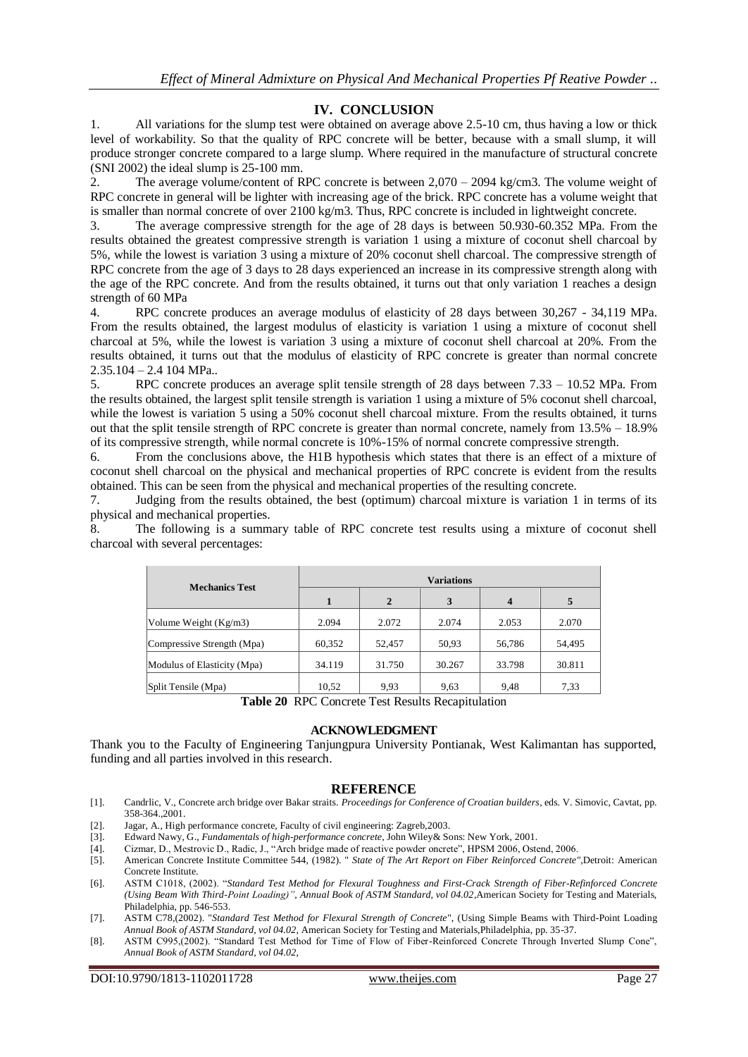## IV. CONCLUSION

1. All variations for the slump test were obtained on average above 2.5-10 cm, thus having a low or thick level of workability. So that the quality of RPC concrete will be better, because with a small slump, it will produce stronger concrete compared to a large slump. Where required in the manufacture of structural concrete (SNI 2002) the ideal slump is 25-100 mm.
2. The average volume/content of RPC concrete is between 2,070 – 2094 kg/cm3. The volume weight of RPC concrete in general will be lighter with increasing age of the brick. RPC concrete has a volume weight that is smaller than normal concrete of over 2100 kg/m3. Thus, RPC concrete is included in lightweight concrete.
3. The average compressive strength for the age of 28 days is between 50.930-60.352 MPa. From the results obtained the greatest compressive strength is variation 1 using a mixture of coconut shell charcoal by 5%, while the lowest is variation 3 using a mixture of 20% coconut shell charcoal. The compressive strength of RPC concrete from the age of 3 days to 28 days experienced an increase in its compressive strength along with the age of the RPC concrete. And from the results obtained, it turns out that only variation 1 reaches a design strength of 60 MPa
4. RPC concrete produces an average modulus of elasticity of 28 days between 30,267 - 34,119 MPa. From the results obtained, the largest modulus of elasticity is variation 1 using a mixture of coconut shell charcoal at 5%, while the lowest is variation 3 using a mixture of coconut shell charcoal at 20%. From the results obtained, it turns out that the modulus of elasticity of RPC concrete is greater than normal concrete 2.35.104 – 2.4 104 MPa..
5. RPC concrete produces an average split tensile strength of 28 days between 7.33 – 10.52 MPa. From the results obtained, the largest split tensile strength is variation 1 using a mixture of 5% coconut shell charcoal, while the lowest is variation 5 using a 50% coconut shell charcoal mixture. From the results obtained, it turns out that the split tensile strength of RPC concrete is greater than normal concrete, namely from 13.5% – 18.9% of its compressive strength, while normal concrete is 10%-15% of normal concrete compressive strength.
6. From the conclusions above, the H1B hypothesis which states that there is an effect of a mixture of coconut shell charcoal on the physical and mechanical properties of RPC concrete is evident from the results obtained. This can be seen from the physical and mechanical properties of the resulting concrete.
7. Judging from the results obtained, the best (optimum) charcoal mixture is variation 1 in terms of its physical and mechanical properties.
8. The following is a summary table of RPC concrete test results using a mixture of coconut shell charcoal with several percentages:

| Mechanics Test | Variations | | | | |
|---|---|---|---|---|---|
| | 1 | 2 | 3 | 4 | 5 |
| Volume Weight (Kg/m3) | 2.094 | 2.072 | 2.074 | 2.053 | 2.070 |
| Compressive Strength (Mpa) | 60,352 | 52,457 | 50,93 | 56,786 | 54,495 |
| Modulus of Elasticity (Mpa) | 34.119 | 31.750 | 30.267 | 33.798 | 30.811 |
| Split Tensile (Mpa) | 10,52 | 9,93 | 9,63 | 9,48 | 7,33 |

**Table 20** RPC Concrete Test Results Recapitulation

### ACKNOWLEDGMENT

Thank you to the Faculty of Engineering Tanjungpura University Pontianak, West Kalimantan has supported, funding and all parties involved in this research.

### REFERENCE

[1]. Candrlic, V., Concrete arch bridge over Bakar straits. *Proceedings for Conference of Croatian builders*, eds. V. Simovic, Cavtat, pp. 358-364.,2001.

[2]. Jagar, A., High performance concrete, Faculty of civil engineering: Zagreb,2003.

[3]. Edward Nawy, G., *Fundamentals of high-performance concrete*, John Wiley& Sons: New York, 2001.

[4]. Cizmar, D., Mestrovic D., Radic, J., "Arch bridge made of reactive powder oncrete", HPSM 2006, Ostend, 2006.

[5]. American Concrete Institute Committee 544, (1982). " *State of The Art Report on Fiber Reinforced Concrete"*,Detroit: American Concrete Institute.

[6]. ASTM C1018, (2002). "*Standard Test Method for Flexural Toughness and First-Crack Strength of Fiber-Refinforced Concrete (Using Beam With Third-Point Loading)", Annual Book of ASTM Standard, vol 04.02,*American Society for Testing and Materials, Philadelphia, pp. 546-553.

[7]. ASTM C78,(2002). "*Standard Test Method for Flexural Strength of Concrete*", (Using Simple Beams with Third-Point Loading *Annual Book of ASTM Standard, vol 04.02,* American Society for Testing and Materials,Philadelphia, pp. 35-37.

[8]. ASTM C995,(2002). "Standard Test Method for Time of Flow of Fiber-Reinforced Concrete Through Inverted Slump Cone", *Annual Book of ASTM Standard, vol 04.02,*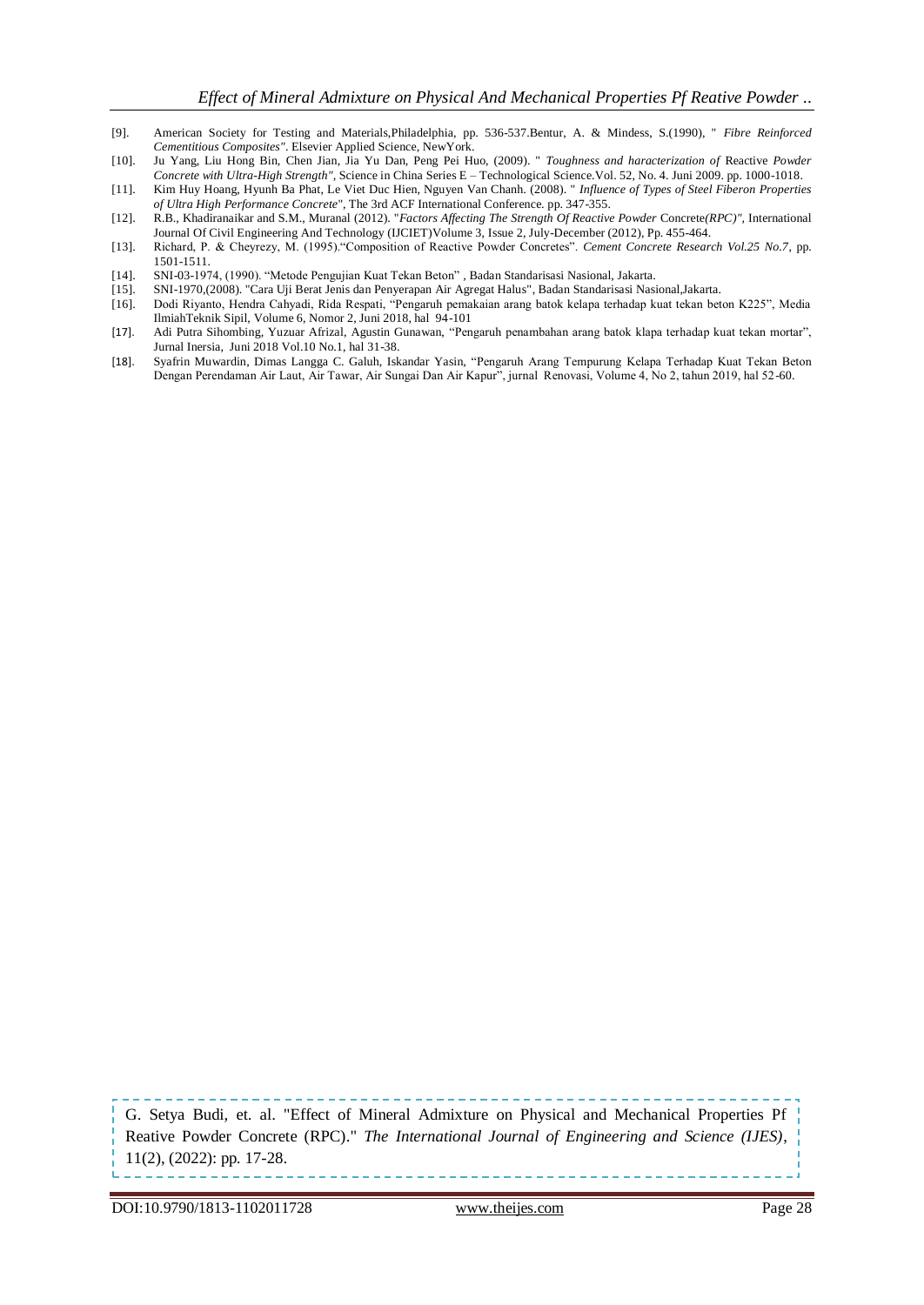[9]. American Society for Testing and Materials,Philadelphia, pp. 536-537.Bentur, A. & Mindess, S.(1990), " *Fibre Reinforced Cementitious Composites"*. Elsevier Applied Science, NewYork.

[10]. Ju Yang, Liu Hong Bin, Chen Jian, Jia Yu Dan, Peng Pei Huo, (2009). " *Toughness and haracterization of* Reactive *Powder Concrete with Ultra-High Strength"*, Science in China Series E – Technological Science.Vol. 52, No. 4. Juni 2009. pp. 1000-1018.

[11]. Kim Huy Hoang, Hyunh Ba Phat, Le Viet Duc Hien, Nguyen Van Chanh. (2008). " *Influence of Types of Steel Fiberon Properties of Ultra High Performance Concrete*", The 3rd ACF International Conference. pp. 347-355.

[12]. R.B., Khadiranaikar and S.M., Muranal (2012). "*Factors Affecting The Strength Of Reactive Powder* Concrete*(RPC)",* International Journal Of Civil Engineering And Technology (IJCIET)Volume 3, Issue 2, July-December (2012), Pp. 455-464.

[13]. Richard, P. & Cheyrezy, M. (1995).“Composition of Reactive Powder Concretes”. *Cement Concrete Research Vol.25 No.7*, pp. 1501-1511.

[14]. SNI-03-1974, (1990). “Metode Pengujian Kuat Tekan Beton” , Badan Standarisasi Nasional, Jakarta.

[15]. SNI-1970,(2008). "Cara Uji Berat Jenis dan Penyerapan Air Agregat Halus", Badan Standarisasi Nasional,Jakarta.

[16]. Dodi Riyanto, Hendra Cahyadi, Rida Respati, “Pengaruh pemakaian arang batok kelapa terhadap kuat tekan beton K225”, Media IlmiahTeknik Sipil, Volume 6, Nomor 2, Juni 2018, hal 94-101

[17]. Adi Putra Sihombing, Yuzuar Afrizal, Agustin Gunawan, “Pengaruh penambahan arang batok klapa terhadap kuat tekan mortar”, Jurnal Inersia, Juni 2018 Vol.10 No.1, hal 31-38.

[18]. Syafrin Muwardin, Dimas Langga C. Galuh, Iskandar Yasin, “Pengaruh Arang Tempurung Kelapa Terhadap Kuat Tekan Beton Dengan Perendaman Air Laut, Air Tawar, Air Sungai Dan Air Kapur”, jurnal Renovasi, Volume 4, No 2, tahun 2019, hal 52-60.

G. Setya Budi, et. al. "Effect of Mineral Admixture on Physical and Mechanical Properties Pf Reative Powder Concrete (RPC)." *The International Journal of Engineering and Science (IJES)*, 11(2), (2022): pp. 17-28.